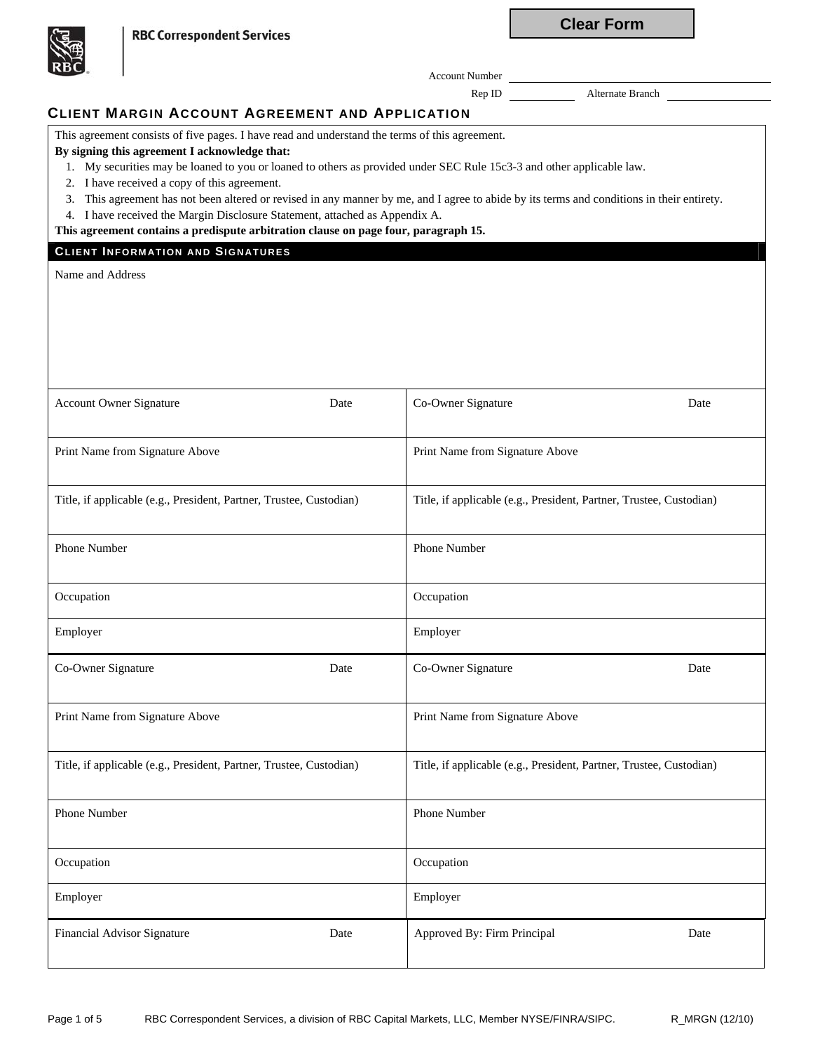RBC Correspondent Services

Clear Form

Account Number ____________________

Rep ID __________ Alternate Branch __________

# Client Margin Account Agreement and Application

This agreement consists of five pages. I have read and understand the terms of this agreement.

**By signing this agreement I acknowledge that:**

1. My securities may be loaned to you or loaned to others as provided under SEC Rule 15c3-3 and other applicable law.
2. I have received a copy of this agreement.
3. This agreement has not been altered or revised in any manner by me, and I agree to abide by its terms and conditions in their entirety.
4. I have received the Margin Disclosure Statement, attached as Appendix A.

**This agreement contains a predispute arbitration clause on page four, paragraph 15.**

## Client Information and Signatures

Name and Address

| | |
|---|---|
| Account Owner Signature / Date | Co-Owner Signature / Date |
| Print Name from Signature Above | Print Name from Signature Above |
| Title, if applicable (e.g., President, Partner, Trustee, Custodian) | Title, if applicable (e.g., President, Partner, Trustee, Custodian) |
| Phone Number | Phone Number |
| Occupation | Occupation |
| Employer | Employer |
| Co-Owner Signature / Date | Co-Owner Signature / Date |
| Print Name from Signature Above | Print Name from Signature Above |
| Title, if applicable (e.g., President, Partner, Trustee, Custodian) | Title, if applicable (e.g., President, Partner, Trustee, Custodian) |
| Phone Number | Phone Number |
| Occupation | Occupation |
| Employer | Employer |
| Financial Advisor Signature / Date | Approved By: Firm Principal / Date |

RBC Correspondent Services, a division of RBC Capital Markets, LLC, Member NYSE/FINRA/SIPC. R_MRGN (12/10)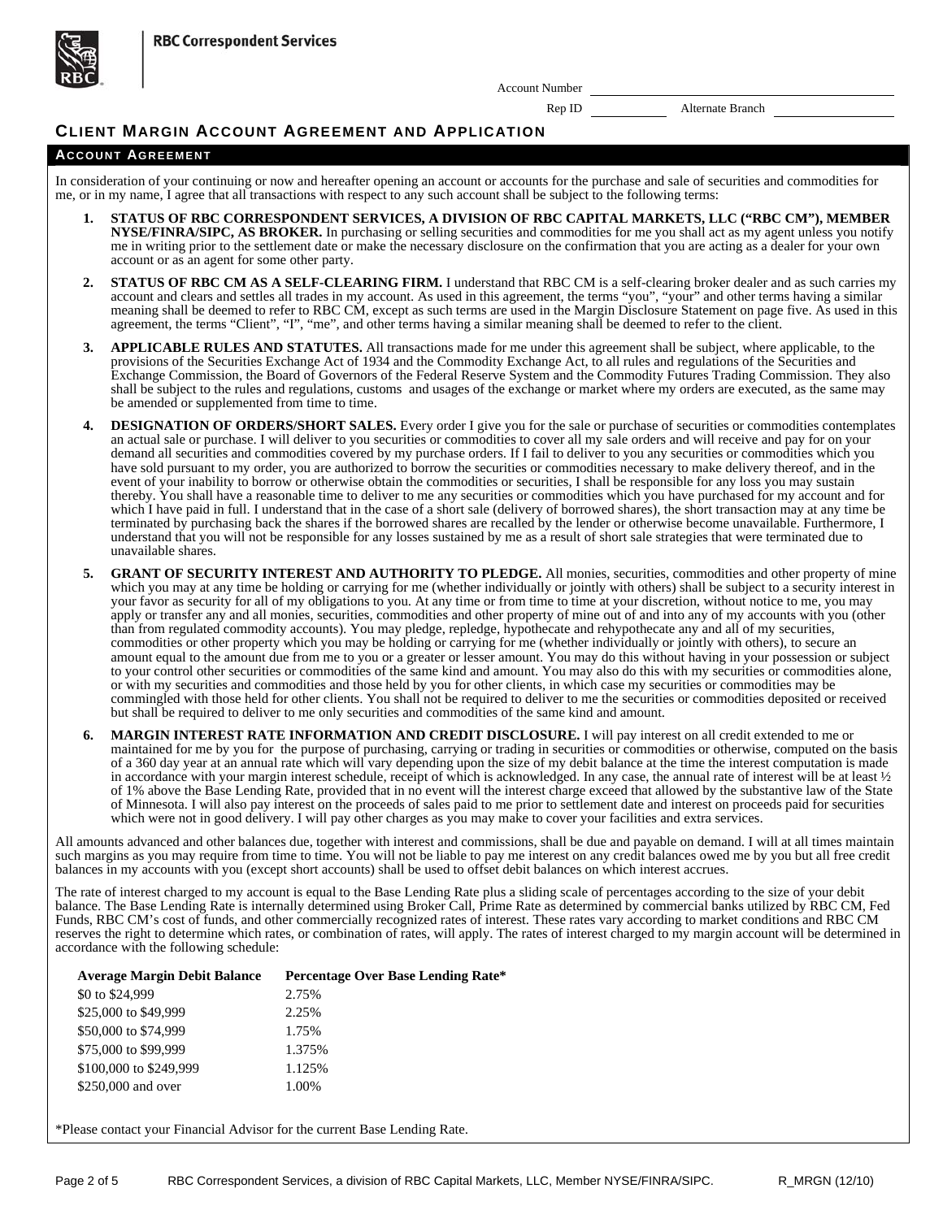RBC Correspondent Services

Account Number ____________________

Rep ID ____________ Alternate Branch ____________

# CLIENT MARGIN ACCOUNT AGREEMENT AND APPLICATION

## ACCOUNT AGREEMENT

In consideration of your continuing or now and hereafter opening an account or accounts for the purchase and sale of securities and commodities for me, or in my name, I agree that all transactions with respect to any such account shall be subject to the following terms:

1. **STATUS OF RBC CORRESPONDENT SERVICES, A DIVISION OF RBC CAPITAL MARKETS, LLC ("RBC CM"), MEMBER NYSE/FINRA/SIPC, AS BROKER.** In purchasing or selling securities and commodities for me you shall act as my agent unless you notify me in writing prior to the settlement date or make the necessary disclosure on the confirmation that you are acting as a dealer for your own account or as an agent for some other party.

2. **STATUS OF RBC CM AS A SELF-CLEARING FIRM.** I understand that RBC CM is a self-clearing broker dealer and as such carries my account and clears and settles all trades in my account. As used in this agreement, the terms "you", "your" and other terms having a similar meaning shall be deemed to refer to RBC CM, except as such terms are used in the Margin Disclosure Statement on page five. As used in this agreement, the terms "Client", "I", "me", and other terms having a similar meaning shall be deemed to refer to the client.

3. **APPLICABLE RULES AND STATUTES.** All transactions made for me under this agreement shall be subject, where applicable, to the provisions of the Securities Exchange Act of 1934 and the Commodity Exchange Act, to all rules and regulations of the Securities and Exchange Commission, the Board of Governors of the Federal Reserve System and the Commodity Futures Trading Commission. They also shall be subject to the rules and regulations, customs and usages of the exchange or market where my orders are executed, as the same may be amended or supplemented from time to time.

4. **DESIGNATION OF ORDERS/SHORT SALES.** Every order I give you for the sale or purchase of securities or commodities contemplates an actual sale or purchase. I will deliver to you securities or commodities to cover all my sale orders and will receive and pay for on your demand all securities and commodities covered by my purchase orders. If I fail to deliver to you any securities or commodities which you have sold pursuant to my order, you are authorized to borrow the securities or commodities necessary to make delivery thereof, and in the event of your inability to borrow or otherwise obtain the commodities or securities, I shall be responsible for any loss you may sustain thereby. You shall have a reasonable time to deliver to me any securities or commodities which you have purchased for my account and for which I have paid in full. I understand that in the case of a short sale (delivery of borrowed shares), the short transaction may at any time be terminated by purchasing back the shares if the borrowed shares are recalled by the lender or otherwise become unavailable. Furthermore, I understand that you will not be responsible for any losses sustained by me as a result of short sale strategies that were terminated due to unavailable shares.

5. **GRANT OF SECURITY INTEREST AND AUTHORITY TO PLEDGE.** All monies, securities, commodities and other property of mine which you may at any time be holding or carrying for me (whether individually or jointly with others) shall be subject to a security interest in your favor as security for all of my obligations to you. At any time or from time to time at your discretion, without notice to me, you may apply or transfer any and all monies, securities, commodities and other property of mine out of and into any of my accounts with you (other than from regulated commodity accounts). You may pledge, repledge, hypothecate and rehypothecate any and all of my securities, commodities or other property which you may be holding or carrying for me (whether individually or jointly with others), to secure an amount equal to the amount due from me to you or a greater or lesser amount. You may do this without having in your possession or subject to your control other securities or commodities of the same kind and amount. You may also do this with my securities or commodities alone, or with my securities and commodities and those held by you for other clients, in which case my securities or commodities may be commingled with those held for other clients. You shall not be required to deliver to me the securities or commodities deposited or received but shall be required to deliver to me only securities and commodities of the same kind and amount.

6. **MARGIN INTEREST RATE INFORMATION AND CREDIT DISCLOSURE.** I will pay interest on all credit extended to me or maintained for me by you for the purpose of purchasing, carrying or trading in securities or commodities or otherwise, computed on the basis of a 360 day year at an annual rate which will vary depending upon the size of my debit balance at the time the interest computation is made in accordance with your margin interest schedule, receipt of which is acknowledged. In any case, the annual rate of interest will be at least ½ of 1% above the Base Lending Rate, provided that in no event will the interest charge exceed that allowed by the substantive law of the State of Minnesota. I will also pay interest on the proceeds of sales paid to me prior to settlement date and interest on proceeds paid for securities which were not in good delivery. I will pay other charges as you may make to cover your facilities and extra services.

All amounts advanced and other balances due, together with interest and commissions, shall be due and payable on demand. I will at all times maintain such margins as you may require from time to time. You will not be liable to pay me interest on any credit balances owed me by you but all free credit balances in my accounts with you (except short accounts) shall be used to offset debit balances on which interest accrues.

The rate of interest charged to my account is equal to the Base Lending Rate plus a sliding scale of percentages according to the size of your debit balance. The Base Lending Rate is internally determined using Broker Call, Prime Rate as determined by commercial banks utilized by RBC CM, Fed Funds, RBC CM's cost of funds, and other commercially recognized rates of interest. These rates vary according to market conditions and RBC CM reserves the right to determine which rates, or combination of rates, will apply. The rates of interest charged to my margin account will be determined in accordance with the following schedule:

| Average Margin Debit Balance | Percentage Over Base Lending Rate* |
|---|---|
| $0 to $24,999 | 2.75% |
| $25,000 to $49,999 | 2.25% |
| $50,000 to $74,999 | 1.75% |
| $75,000 to $99,999 | 1.375% |
| $100,000 to $249,999 | 1.125% |
| $250,000 and over | 1.00% |

*Please contact your Financial Advisor for the current Base Lending Rate.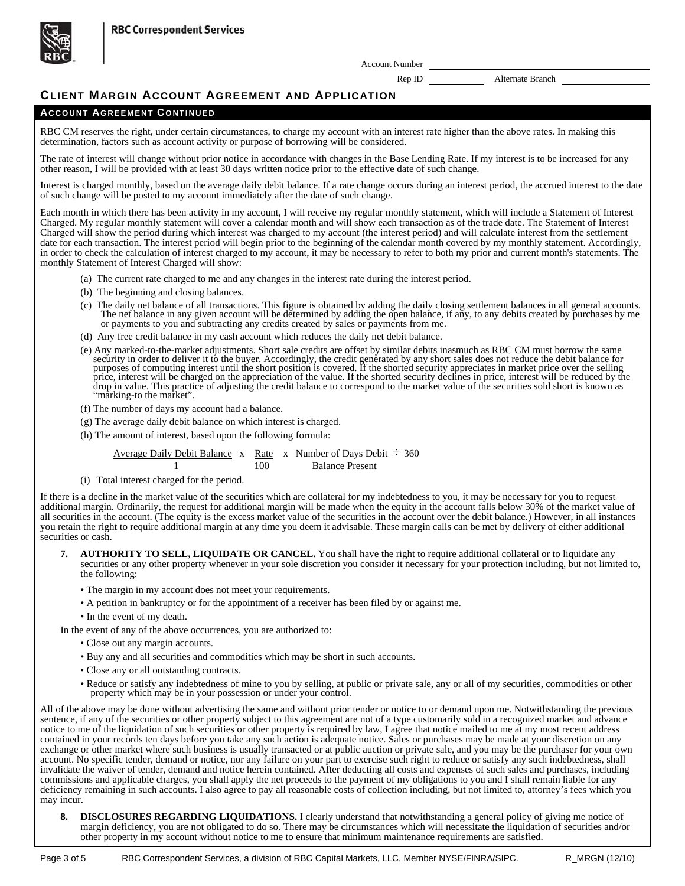**RBC Correspondent Services**

Account Number \_\_\_\_\_\_\_\_\_\_\_\_\_\_\_\_\_\_\_\_

Rep ID \_\_\_\_\_\_\_\_\_\_ Alternate Branch \_\_\_\_\_\_\_\_\_\_

# CLIENT MARGIN ACCOUNT AGREEMENT AND APPLICATION

## ACCOUNT AGREEMENT CONTINUED

RBC CM reserves the right, under certain circumstances, to charge my account with an interest rate higher than the above rates. In making this determination, factors such as account activity or purpose of borrowing will be considered.

The rate of interest will change without prior notice in accordance with changes in the Base Lending Rate. If my interest is to be increased for any other reason, I will be provided with at least 30 days written notice prior to the effective date of such change.

Interest is charged monthly, based on the average daily debit balance. If a rate change occurs during an interest period, the accrued interest to the date of such change will be posted to my account immediately after the date of such change.

Each month in which there has been activity in my account, I will receive my regular monthly statement, which will include a Statement of Interest Charged. My regular monthly statement will cover a calendar month and will show each transaction as of the trade date. The Statement of Interest Charged will show the period during which interest was charged to my account (the interest period) and will calculate interest from the settlement date for each transaction. The interest period will begin prior to the beginning of the calendar month covered by my monthly statement. Accordingly, in order to check the calculation of interest charged to my account, it may be necessary to refer to both my prior and current month's statements. The monthly Statement of Interest Charged will show:

(a) The current rate charged to me and any changes in the interest rate during the interest period.

(b) The beginning and closing balances.

(c) The daily net balance of all transactions. This figure is obtained by adding the daily closing settlement balances in all general accounts. The net balance in any given account will be determined by adding the open balance, if any, to any debits created by purchases by me or payments to you and subtracting any credits created by sales or payments from me.

(d) Any free credit balance in my cash account which reduces the daily net debit balance.

(e) Any marked-to-the-market adjustments. Short sale credits are offset by similar debits inasmuch as RBC CM must borrow the same security in order to deliver it to the buyer. Accordingly, the credit generated by any short sales does not reduce the debit balance for purposes of computing interest until the short position is covered. If the shorted security appreciates in market price over the selling price, interest will be charged on the appreciation of the value. If the shorted security declines in price, interest will be reduced by the drop in value. This practice of adjusting the credit balance to correspond to the market value of the securities sold short is known as "marking-to the market".

(f) The number of days my account had a balance.

(g) The average daily debit balance on which interest is charged.

(h) The amount of interest, based upon the following formula:

$$\frac{\text{Average Daily Debit Balance}}{1} \times \frac{\text{Rate}}{100} \times \frac{\text{Number of Days Debit}}{\text{Balance Present}} \div 360$$

(i) Total interest charged for the period.

If there is a decline in the market value of the securities which are collateral for my indebtedness to you, it may be necessary for you to request additional margin. Ordinarily, the request for additional margin will be made when the equity in the account falls below 30% of the market value of all securities in the account. (The equity is the excess market value of the securities in the account over the debit balance.) However, in all instances you retain the right to require additional margin at any time you deem it advisable. These margin calls can be met by delivery of either additional securities or cash.

7. **AUTHORITY TO SELL, LIQUIDATE OR CANCEL.** You shall have the right to require additional collateral or to liquidate any securities or any other property whenever in your sole discretion you consider it necessary for your protection including, but not limited to, the following:

   - The margin in my account does not meet your requirements.
   - A petition in bankruptcy or for the appointment of a receiver has been filed by or against me.
   - In the event of my death.

   In the event of any of the above occurrences, you are authorized to:

   - Close out any margin accounts.
   - Buy any and all securities and commodities which may be short in such accounts.
   - Close any or all outstanding contracts.
   - Reduce or satisfy any indebtedness of mine to you by selling, at public or private sale, any or all of my securities, commodities or other property which may be in your possession or under your control.

All of the above may be done without advertising the same and without prior tender or notice to or demand upon me. Notwithstanding the previous sentence, if any of the securities or other property subject to this agreement are not of a type customarily sold in a recognized market and advance notice to me of the liquidation of such securities or other property is required by law, I agree that notice mailed to me at my most recent address contained in your records ten days before you take any such action is adequate notice. Sales or purchases may be made at your discretion on any exchange or other market where such business is usually transacted or at public auction or private sale, and you may be the purchaser for your own account. No specific tender, demand or notice, nor any failure on your part to exercise such right to reduce or satisfy any such indebtedness, shall invalidate the waiver of tender, demand and notice herein contained. After deducting all costs and expenses of such sales and purchases, including commissions and applicable charges, you shall apply the net proceeds to the payment of my obligations to you and I shall remain liable for any deficiency remaining in such accounts. I also agree to pay all reasonable costs of collection including, but not limited to, attorney's fees which you may incur.

8. **DISCLOSURES REGARDING LIQUIDATIONS.** I clearly understand that notwithstanding a general policy of giving me notice of margin deficiency, you are not obligated to do so. There may be circumstances which will necessitate the liquidation of securities and/or other property in my account without notice to me to ensure that minimum maintenance requirements are satisfied.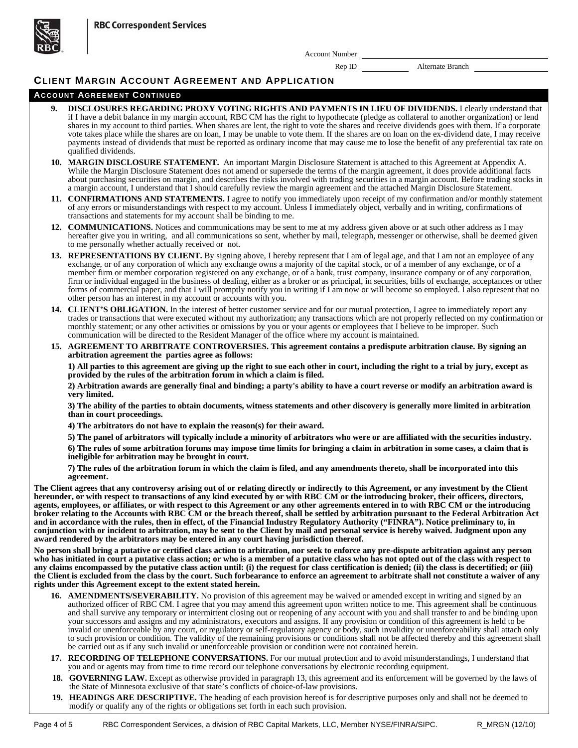RBC Correspondent Services

Account Number \_\_\_\_\_\_\_\_\_\_\_\_\_\_\_\_\_\_\_\_

Rep ID \_\_\_\_\_\_\_\_\_\_ Alternate Branch \_\_\_\_\_\_\_\_\_\_

# CLIENT MARGIN ACCOUNT AGREEMENT AND APPLICATION

## ACCOUNT AGREEMENT CONTINUED

**9. DISCLOSURES REGARDING PROXY VOTING RIGHTS AND PAYMENTS IN LIEU OF DIVIDENDS.** I clearly understand that if I have a debit balance in my margin account, RBC CM has the right to hypothecate (pledge as collateral to another organization) or lend shares in my account to third parties. When shares are lent, the right to vote the shares and receive dividends goes with them. If a corporate vote takes place while the shares are on loan, I may be unable to vote them. If the shares are on loan on the ex-dividend date, I may receive payments instead of dividends that must be reported as ordinary income that may cause me to lose the benefit of any preferential tax rate on qualified dividends.

**10. MARGIN DISCLOSURE STATEMENT.** An important Margin Disclosure Statement is attached to this Agreement at Appendix A. While the Margin Disclosure Statement does not amend or supersede the terms of the margin agreement, it does provide additional facts about purchasing securities on margin, and describes the risks involved with trading securities in a margin account. Before trading stocks in a margin account, I understand that I should carefully review the margin agreement and the attached Margin Disclosure Statement.

**11. CONFIRMATIONS AND STATEMENTS.** I agree to notify you immediately upon receipt of my confirmation and/or monthly statement of any errors or misunderstandings with respect to my account. Unless I immediately object, verbally and in writing, confirmations of transactions and statements for my account shall be binding to me.

**12. COMMUNICATIONS.** Notices and communications may be sent to me at my address given above or at such other address as I may hereafter give you in writing, and all communications so sent, whether by mail, telegraph, messenger or otherwise, shall be deemed given to me personally whether actually received or not.

**13. REPRESENTATIONS BY CLIENT.** By signing above, I hereby represent that I am of legal age, and that I am not an employee of any exchange, or of any corporation of which any exchange owns a majority of the capital stock, or of a member of any exchange, or of a member firm or member corporation registered on any exchange, or of a bank, trust company, insurance company or of any corporation, firm or individual engaged in the business of dealing, either as a broker or as principal, in securities, bills of exchange, acceptances or other forms of commercial paper, and that I will promptly notify you in writing if I am now or will become so employed. I also represent that no other person has an interest in my account or accounts with you.

**14. CLIENT'S OBLIGATION.** In the interest of better customer service and for our mutual protection, I agree to immediately report any trades or transactions that were executed without my authorization; any transactions which are not properly reflected on my confirmation or monthly statement; or any other activities or omissions by you or your agents or employees that I believe to be improper. Such communication will be directed to the Resident Manager of the office where my account is maintained.

**15. AGREEMENT TO ARBITRATE CONTROVERSIES. This agreement contains a predispute arbitration clause. By signing an arbitration agreement the parties agree as follows:**

**1) All parties to this agreement are giving up the right to sue each other in court, including the right to a trial by jury, except as provided by the rules of the arbitration forum in which a claim is filed.**

**2) Arbitration awards are generally final and binding; a party's ability to have a court reverse or modify an arbitration award is very limited.**

**3) The ability of the parties to obtain documents, witness statements and other discovery is generally more limited in arbitration than in court proceedings.**

**4) The arbitrators do not have to explain the reason(s) for their award.**

**5) The panel of arbitrators will typically include a minority of arbitrators who were or are affiliated with the securities industry.**

**6) The rules of some arbitration forums may impose time limits for bringing a claim in arbitration in some cases, a claim that is ineligible for arbitration may be brought in court.**

**7) The rules of the arbitration forum in which the claim is filed, and any amendments thereto, shall be incorporated into this agreement.**

**The Client agrees that any controversy arising out of or relating directly or indirectly to this Agreement, or any investment by the Client hereunder, or with respect to transactions of any kind executed by or with RBC CM or the introducing broker, their officers, directors, agents, employees, or affiliates, or with respect to this Agreement or any other agreements entered in to with RBC CM or the introducing broker relating to the Accounts with RBC CM or the breach thereof, shall be settled by arbitration pursuant to the Federal Arbitration Act and in accordance with the rules, then in effect, of the Financial Industry Regulatory Authority ("FINRA"). Notice preliminary to, in conjunction with or incident to arbitration, may be sent to the Client by mail and personal service is hereby waived. Judgment upon any award rendered by the arbitrators may be entered in any court having jurisdiction thereof.**

**No person shall bring a putative or certified class action to arbitration, nor seek to enforce any pre-dispute arbitration against any person who has initiated in court a putative class action; or who is a member of a putative class who has not opted out of the class with respect to any claims encompassed by the putative class action until: (i) the request for class certification is denied; (ii) the class is decertified; or (iii) the Client is excluded from the class by the court. Such forbearance to enforce an agreement to arbitrate shall not constitute a waiver of any rights under this Agreement except to the extent stated herein.**

**16. AMENDMENTS/SEVERABILITY.** No provision of this agreement may be waived or amended except in writing and signed by an authorized officer of RBC CM. I agree that you may amend this agreement upon written notice to me. This agreement shall be continuous and shall survive any temporary or intermittent closing out or reopening of any account with you and shall transfer to and be binding upon your successors and assigns and my administrators, executors and assigns. If any provision or condition of this agreement is held to be invalid or unenforceable by any court, or regulatory or self-regulatory agency or body, such invalidity or unenforceability shall attach only to such provision or condition. The validity of the remaining provisions or conditions shall not be affected thereby and this agreement shall be carried out as if any such invalid or unenforceable provision or condition were not contained herein.

**17. RECORDING OF TELEPHONE CONVERSATIONS.** For our mutual protection and to avoid misunderstandings, I understand that you and or agents may from time to time record our telephone conversations by electronic recording equipment.

**18. GOVERNING LAW.** Except as otherwise provided in paragraph 13, this agreement and its enforcement will be governed by the laws of the State of Minnesota exclusive of that state's conflicts of choice-of-law provisions.

**19. HEADINGS ARE DESCRIPTIVE.** The heading of each provision hereof is for descriptive purposes only and shall not be deemed to modify or qualify any of the rights or obligations set forth in each such provision.

RBC Correspondent Services, a division of RBC Capital Markets, LLC, Member NYSE/FINRA/SIPC. R_MRGN (12/10)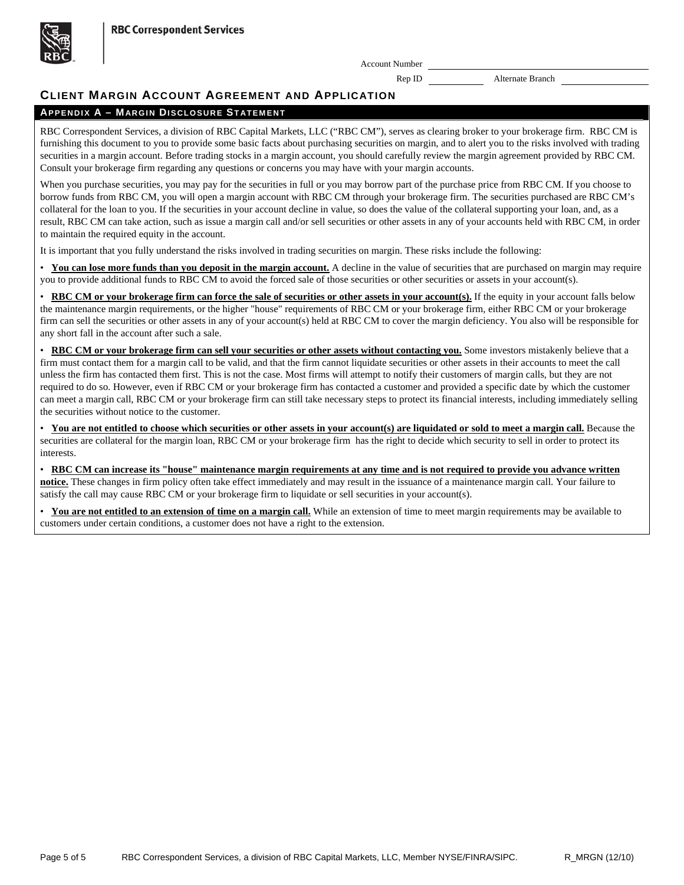RBC Correspondent Services

Account Number

Rep ID Alternate Branch

# Client Margin Account Agreement and Application

## Appendix A – Margin Disclosure Statement

RBC Correspondent Services, a division of RBC Capital Markets, LLC ("RBC CM"), serves as clearing broker to your brokerage firm. RBC CM is furnishing this document to you to provide some basic facts about purchasing securities on margin, and to alert you to the risks involved with trading securities in a margin account. Before trading stocks in a margin account, you should carefully review the margin agreement provided by RBC CM. Consult your brokerage firm regarding any questions or concerns you may have with your margin accounts.

When you purchase securities, you may pay for the securities in full or you may borrow part of the purchase price from RBC CM. If you choose to borrow funds from RBC CM, you will open a margin account with RBC CM through your brokerage firm. The securities purchased are RBC CM's collateral for the loan to you. If the securities in your account decline in value, so does the value of the collateral supporting your loan, and, as a result, RBC CM can take action, such as issue a margin call and/or sell securities or other assets in any of your accounts held with RBC CM, in order to maintain the required equity in the account.

It is important that you fully understand the risks involved in trading securities on margin. These risks include the following:

- **You can lose more funds than you deposit in the margin account.** A decline in the value of securities that are purchased on margin may require you to provide additional funds to RBC CM to avoid the forced sale of those securities or other securities or assets in your account(s).
- **RBC CM or your brokerage firm can force the sale of securities or other assets in your account(s).** If the equity in your account falls below the maintenance margin requirements, or the higher "house" requirements of RBC CM or your brokerage firm, either RBC CM or your brokerage firm can sell the securities or other assets in any of your account(s) held at RBC CM to cover the margin deficiency. You also will be responsible for any short fall in the account after such a sale.
- **RBC CM or your brokerage firm can sell your securities or other assets without contacting you.** Some investors mistakenly believe that a firm must contact them for a margin call to be valid, and that the firm cannot liquidate securities or other assets in their accounts to meet the call unless the firm has contacted them first. This is not the case. Most firms will attempt to notify their customers of margin calls, but they are not required to do so. However, even if RBC CM or your brokerage firm has contacted a customer and provided a specific date by which the customer can meet a margin call, RBC CM or your brokerage firm can still take necessary steps to protect its financial interests, including immediately selling the securities without notice to the customer.
- **You are not entitled to choose which securities or other assets in your account(s) are liquidated or sold to meet a margin call.** Because the securities are collateral for the margin loan, RBC CM or your brokerage firm has the right to decide which security to sell in order to protect its interests.
- **RBC CM can increase its "house" maintenance margin requirements at any time and is not required to provide you advance written notice.** These changes in firm policy often take effect immediately and may result in the issuance of a maintenance margin call. Your failure to satisfy the call may cause RBC CM or your brokerage firm to liquidate or sell securities in your account(s).
- **You are not entitled to an extension of time on a margin call.** While an extension of time to meet margin requirements may be available to customers under certain conditions, a customer does not have a right to the extension.